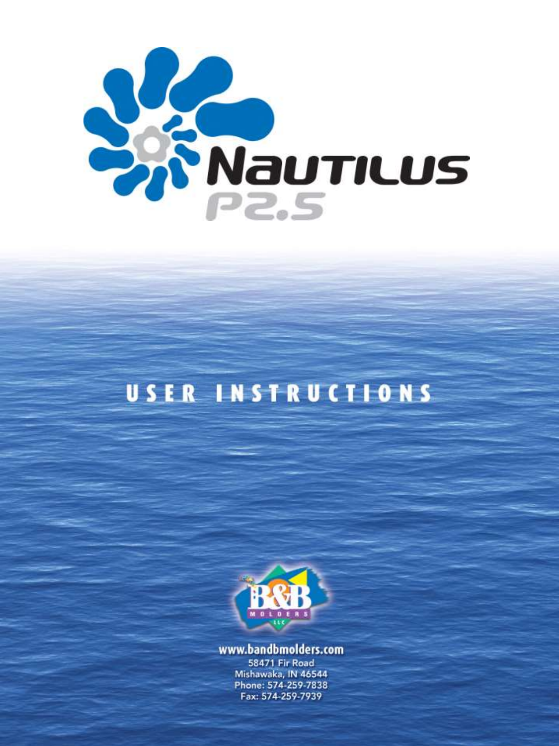# Nautilus P2.5

## USER INSTRUCTIONS

B&B MOLDERS LLC

www.bandbmolders.com
58471 Fir Road
Mishawaka, IN 46544
Phone: 574-259-7838
Fax: 574-259-7939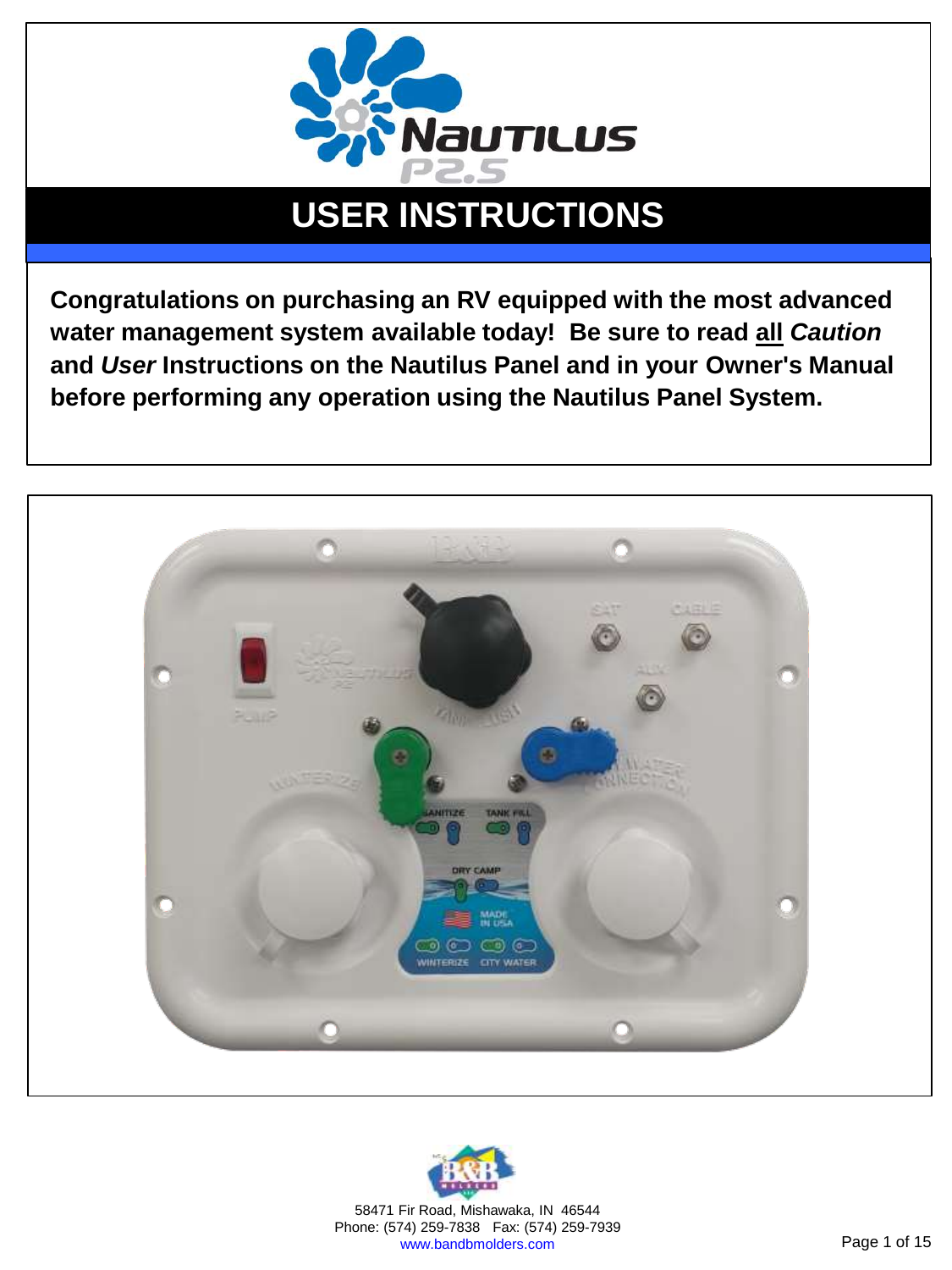# USER INSTRUCTIONS

**Congratulations on purchasing an RV equipped with the most advanced water management system available today! Be sure to read <u>all</u> *Caution* and *User* Instructions on the Nautilus Panel and in your Owner's Manual before performing any operation using the Nautilus Panel System.**

58471 Fir Road, Mishawaka, IN 46544
Phone: (574) 259-7838 Fax: (574) 259-7939
www.bandbmolders.com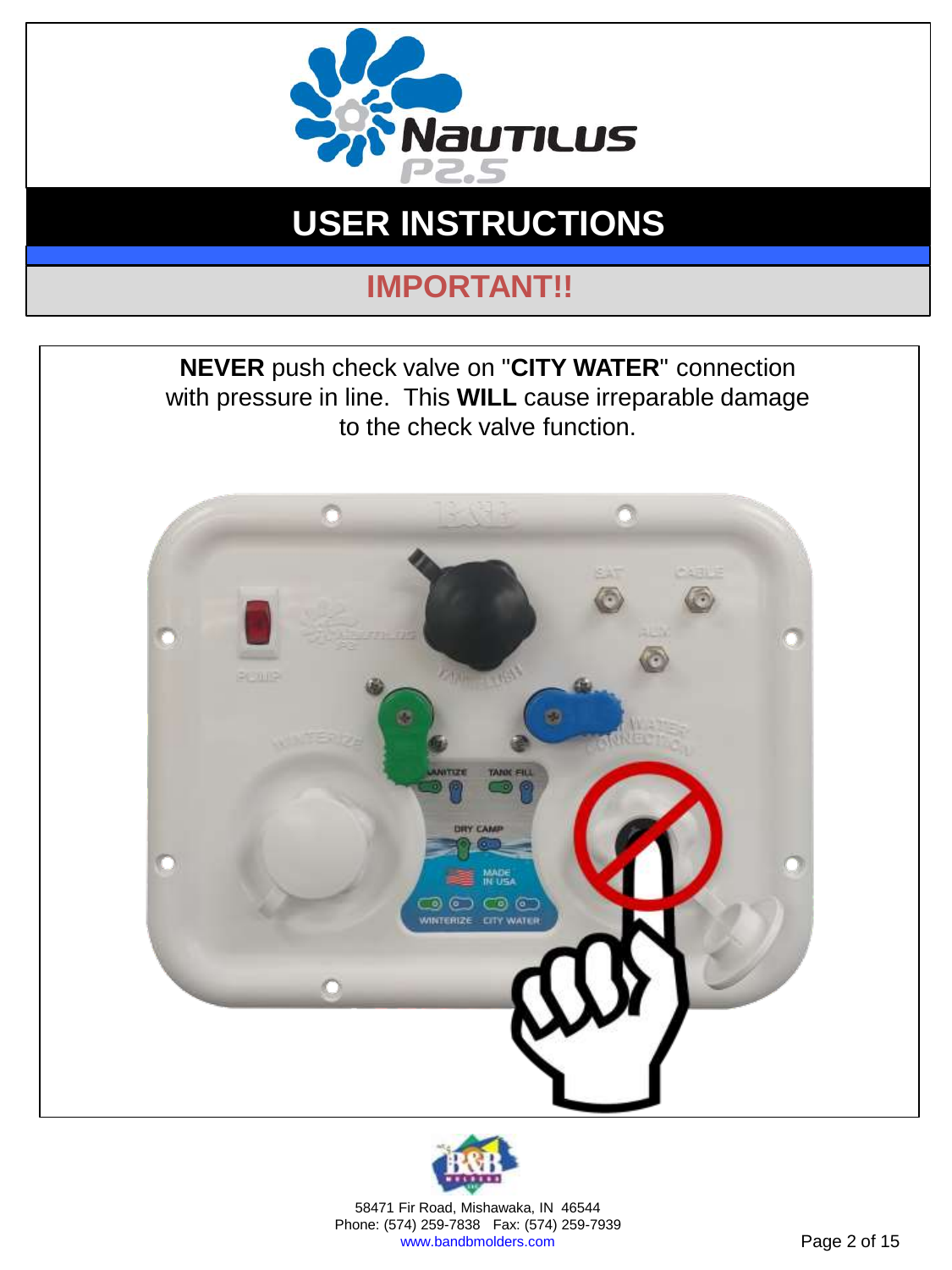# USER INSTRUCTIONS

## IMPORTANT!!

**NEVER** push check valve on "**CITY WATER**" connection with pressure in line. This **WILL** cause irreparable damage to the check valve function.

58471 Fir Road, Mishawaka, IN 46544
Phone: (574) 259-7838 Fax: (574) 259-7939
www.bandbmolders.com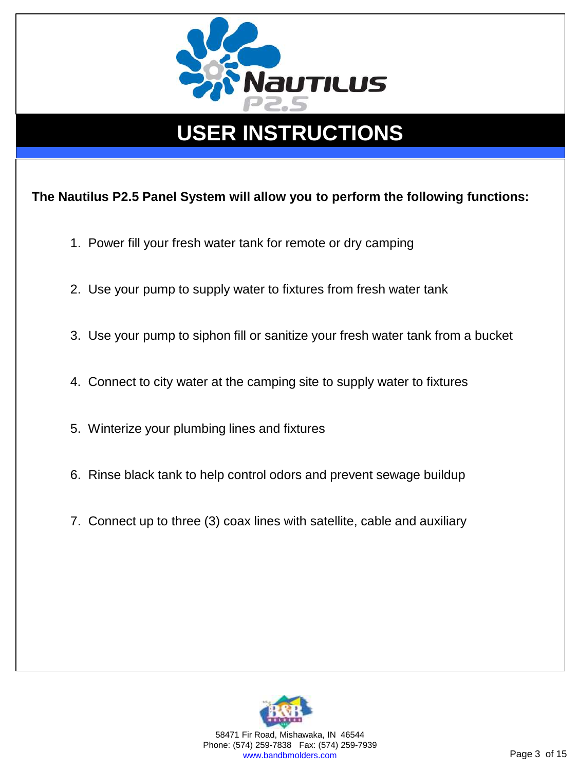# USER INSTRUCTIONS

**The Nautilus P2.5 Panel System will allow you to perform the following functions:**

1. Power fill your fresh water tank for remote or dry camping
2. Use your pump to supply water to fixtures from fresh water tank
3. Use your pump to siphon fill or sanitize your fresh water tank from a bucket
4. Connect to city water at the camping site to supply water to fixtures
5. Winterize your plumbing lines and fixtures
6. Rinse black tank to help control odors and prevent sewage buildup
7. Connect up to three (3) coax lines with satellite, cable and auxiliary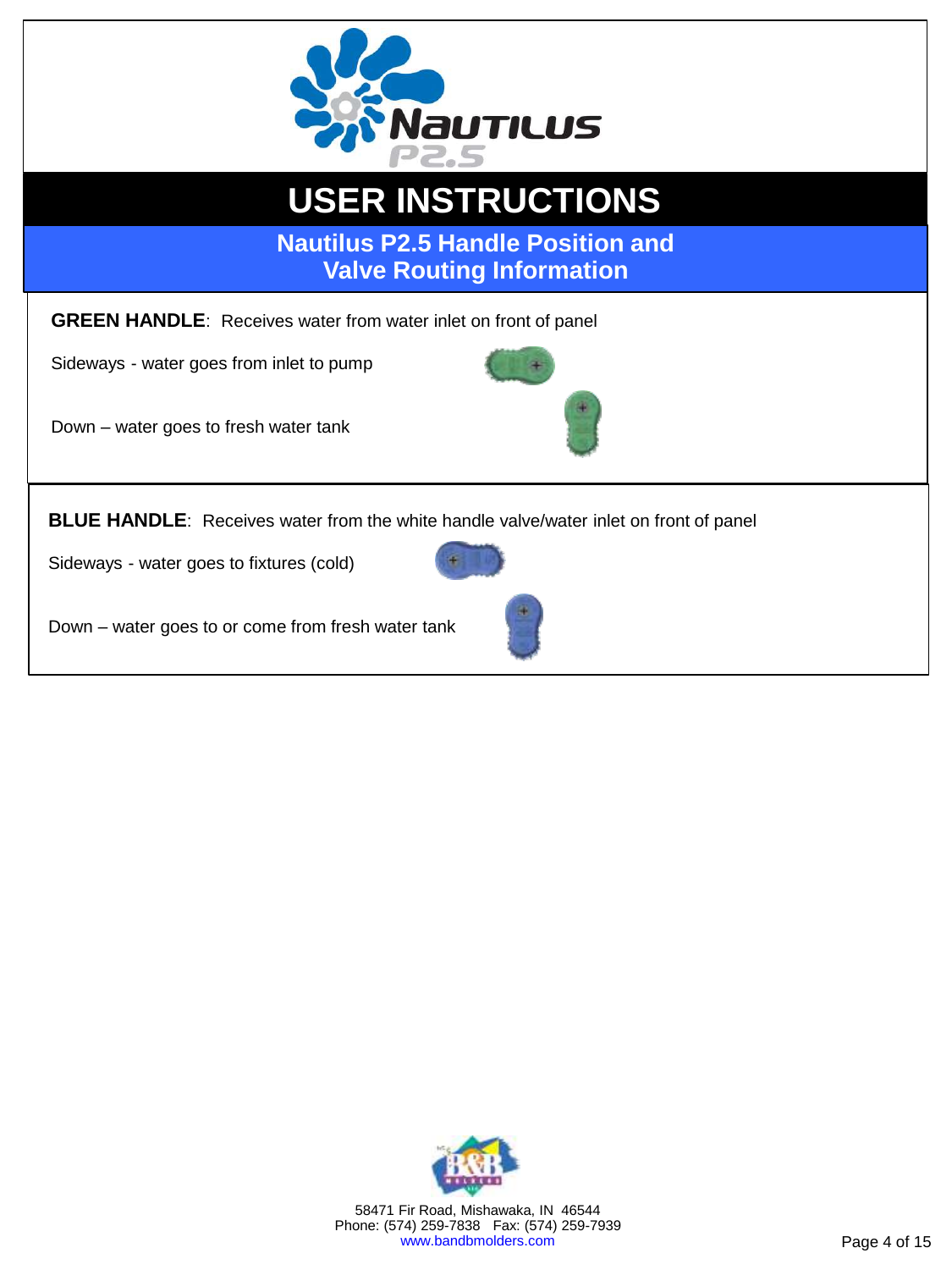# USER INSTRUCTIONS

## Nautilus P2.5 Handle Position and Valve Routing Information

**GREEN HANDLE**: Receives water from water inlet on front of panel

Sideways - water goes from inlet to pump

Down – water goes to fresh water tank

**BLUE HANDLE**: Receives water from the white handle valve/water inlet on front of panel

Sideways - water goes to fixtures (cold)

Down – water goes to or come from fresh water tank

58471 Fir Road, Mishawaka, IN 46544
Phone: (574) 259-7838 Fax: (574) 259-7939
www.bandbmolders.com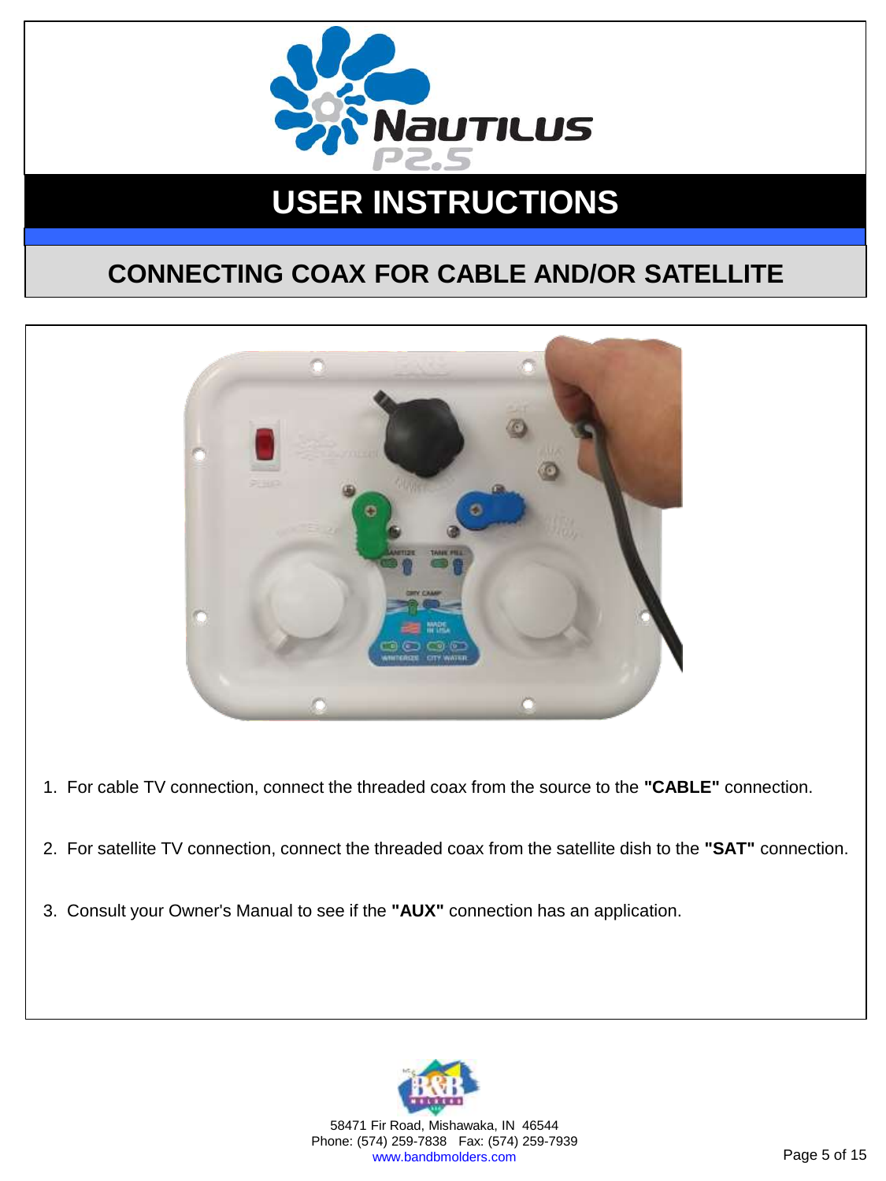# USER INSTRUCTIONS

## CONNECTING COAX FOR CABLE AND/OR SATELLITE

1. For cable TV connection, connect the threaded coax from the source to the **"CABLE"** connection.

2. For satellite TV connection, connect the threaded coax from the satellite dish to the **"SAT"** connection.

3. Consult your Owner's Manual to see if the **"AUX"** connection has an application.

58471 Fir Road, Mishawaka, IN 46544
Phone: (574) 259-7838 Fax: (574) 259-7939
www.bandbmolders.com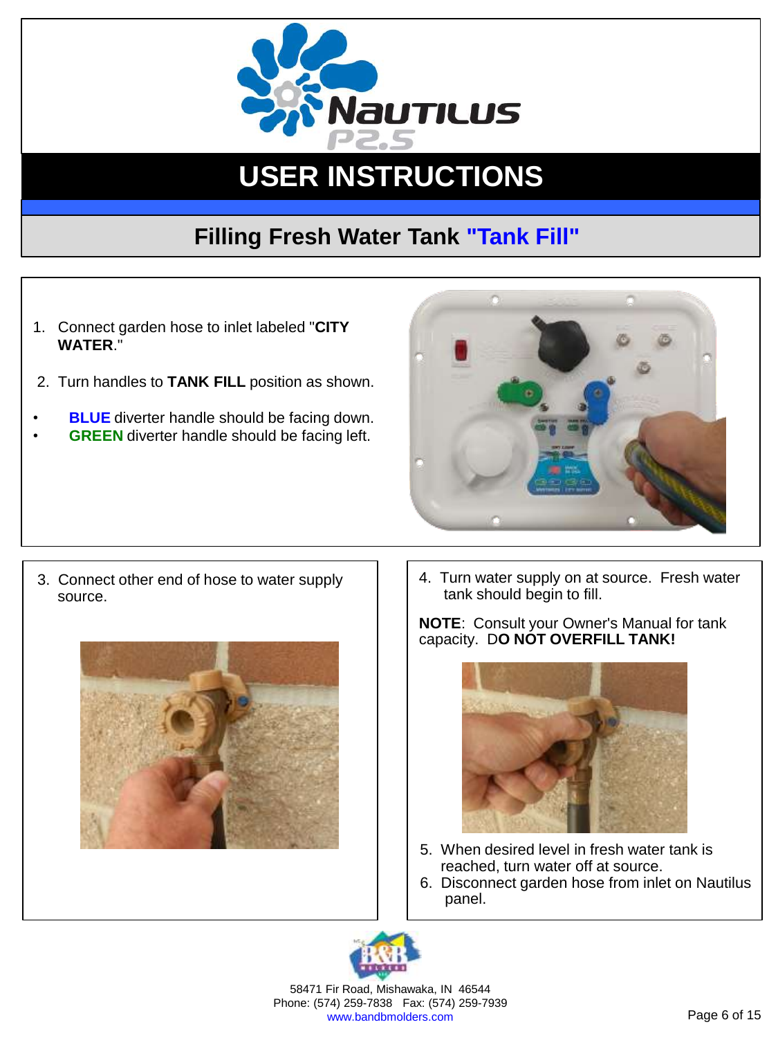# USER INSTRUCTIONS

## Filling Fresh Water Tank "Tank Fill"

1. Connect garden hose to inlet labeled "**CITY WATER**."

2. Turn handles to **TANK FILL** position as shown.

- **BLUE** diverter handle should be facing down.
- **GREEN** diverter handle should be facing left.

3. Connect other end of hose to water supply source.

4. Turn water supply on at source. Fresh water tank should begin to fill.

**NOTE**: Consult your Owner's Manual for tank capacity. D**O NOT OVERFILL TANK!**

5. When desired level in fresh water tank is reached, turn water off at source.
6. Disconnect garden hose from inlet on Nautilus panel.

58471 Fir Road, Mishawaka, IN 46544
Phone: (574) 259-7838 Fax: (574) 259-7939
www.bandbmolders.com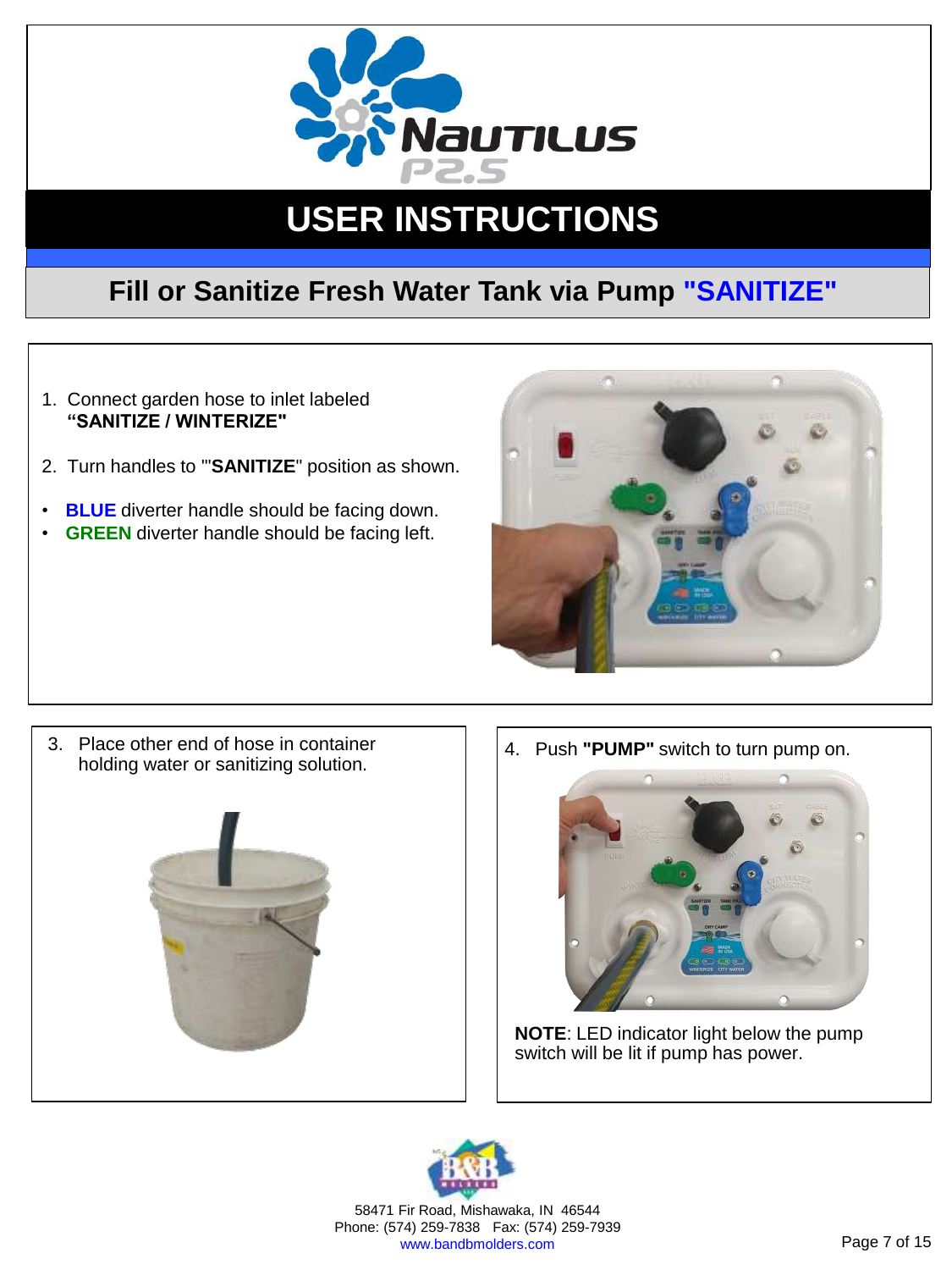# USER INSTRUCTIONS

## Fill or Sanitize Fresh Water Tank via Pump "SANITIZE"

1. Connect garden hose to inlet labeled **"SANITIZE / WINTERIZE"**
2. Turn handles to '"**SANITIZE**" position as shown.

- **BLUE** diverter handle should be facing down.
- **GREEN** diverter handle should be facing left.

3. Place other end of hose in container holding water or sanitizing solution.

4. Push **"PUMP"** switch to turn pump on.

**NOTE**: LED indicator light below the pump switch will be lit if pump has power.

58471 Fir Road, Mishawaka, IN 46544
Phone: (574) 259-7838 Fax: (574) 259-7939
www.bandbmolders.com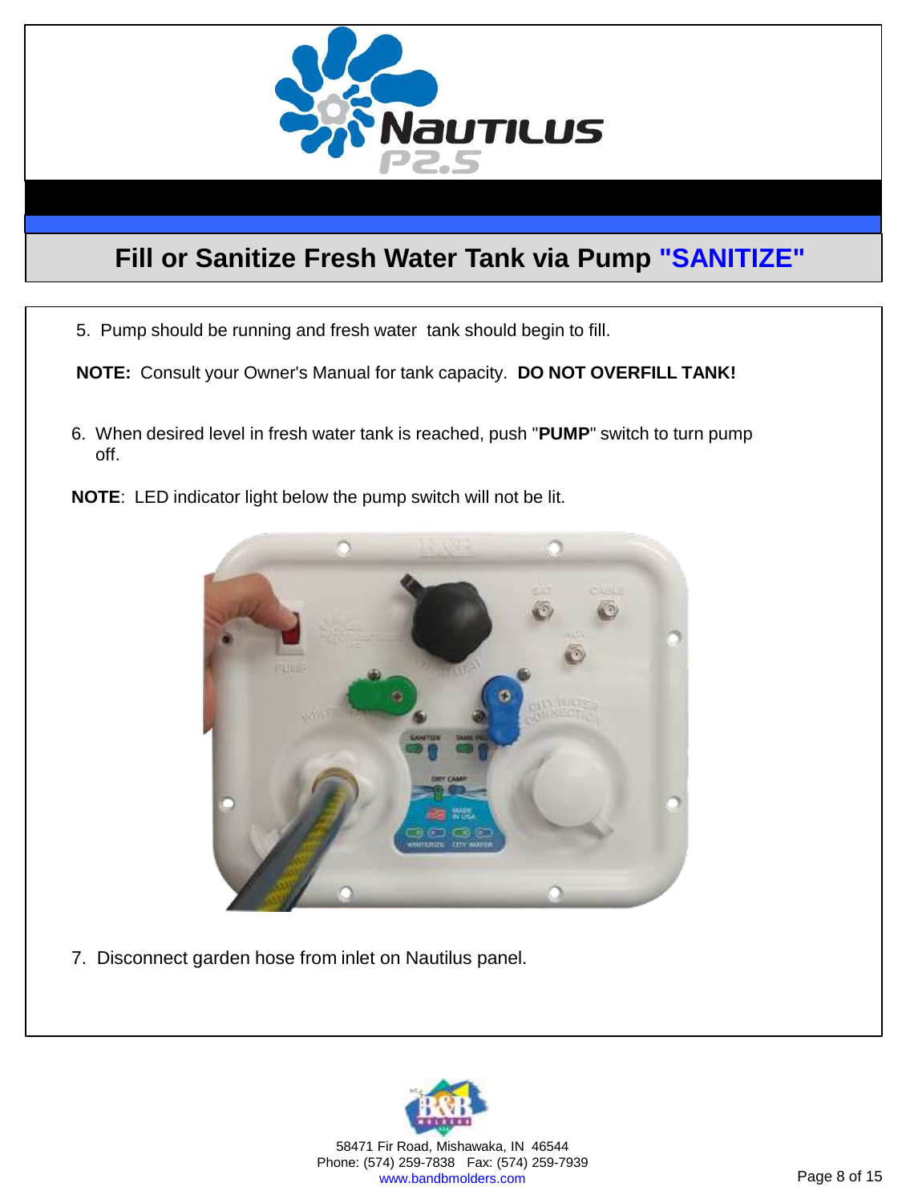## Fill or Sanitize Fresh Water Tank via Pump "SANITIZE"

5. Pump should be running and fresh water tank should begin to fill.

**NOTE:** Consult your Owner's Manual for tank capacity. **DO NOT OVERFILL TANK!**

6. When desired level in fresh water tank is reached, push "**PUMP**" switch to turn pump off.

**NOTE**: LED indicator light below the pump switch will not be lit.

7. Disconnect garden hose from inlet on Nautilus panel.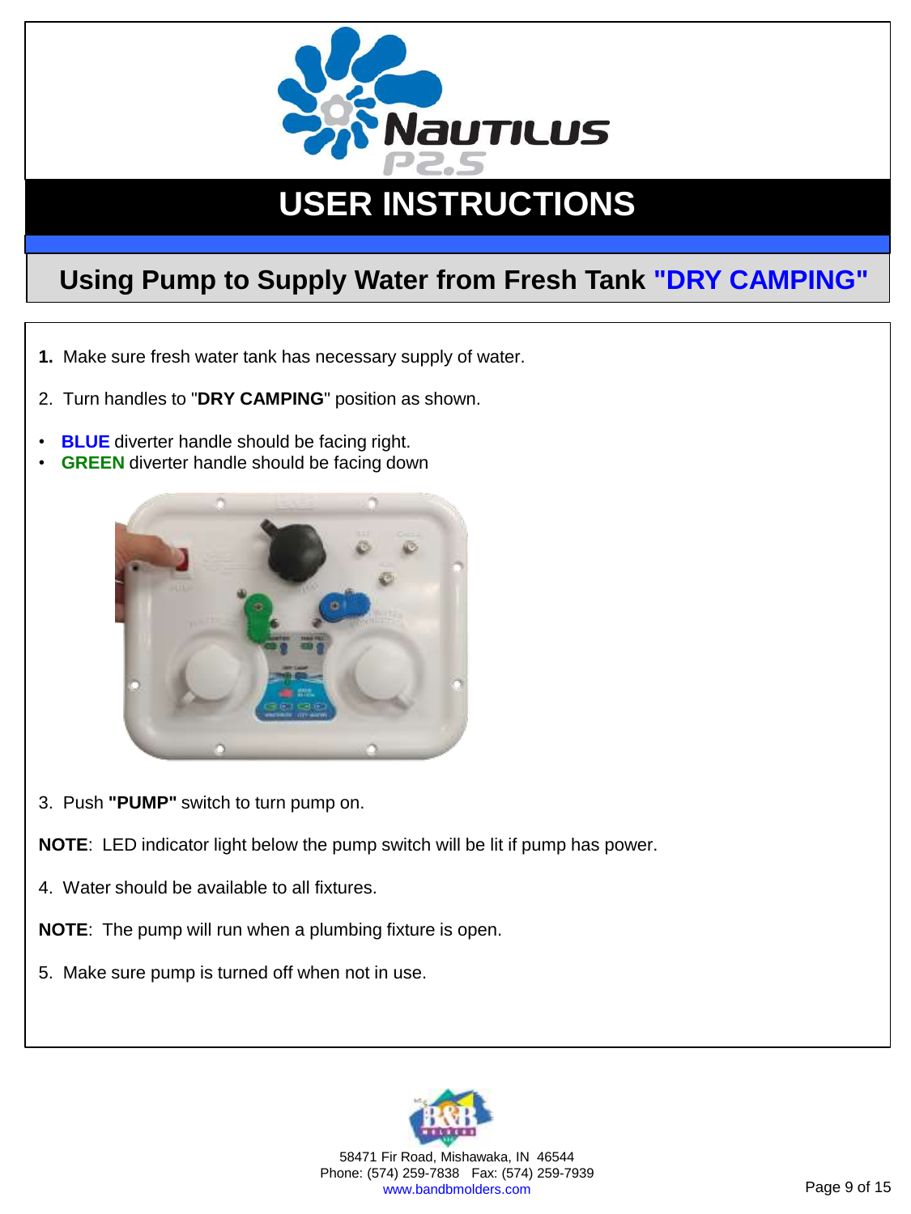# USER INSTRUCTIONS

## Using Pump to Supply Water from Fresh Tank "DRY CAMPING"

**1.** Make sure fresh water tank has necessary supply of water.

2. Turn handles to "**DRY CAMPING**" position as shown.

- **BLUE** diverter handle should be facing right.
- **GREEN** diverter handle should be facing down

3. Push **"PUMP"** switch to turn pump on.

**NOTE**: LED indicator light below the pump switch will be lit if pump has power.

4. Water should be available to all fixtures.

**NOTE**: The pump will run when a plumbing fixture is open.

5. Make sure pump is turned off when not in use.

58471 Fir Road, Mishawaka, IN 46544
Phone: (574) 259-7838 Fax: (574) 259-7939
www.bandbmolders.com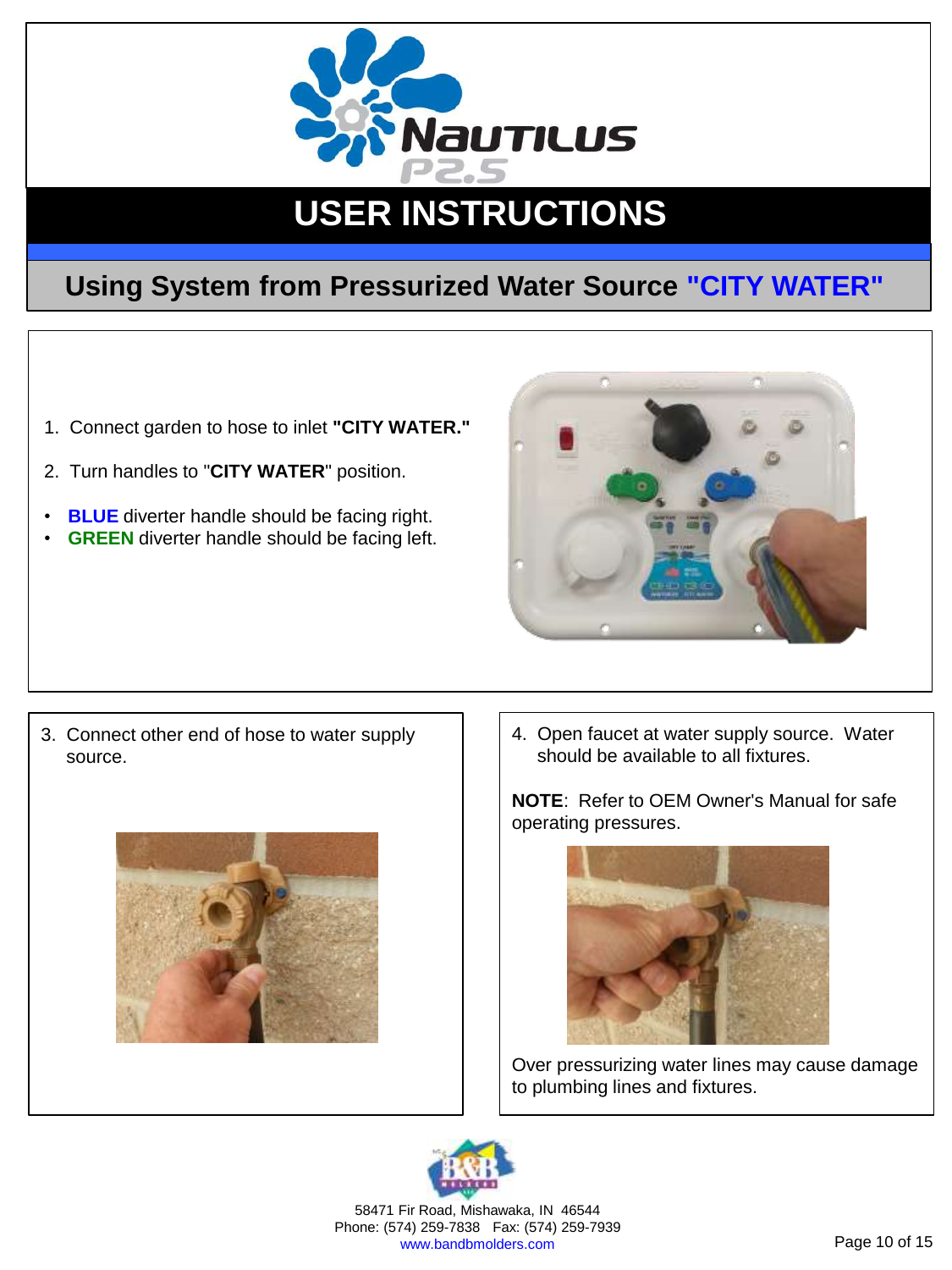# NAUTILUS P2.5

## USER INSTRUCTIONS

### Using System from Pressurized Water Source "CITY WATER"

1. Connect garden to hose to inlet **"CITY WATER."**
2. Turn handles to "**CITY WATER**" position.

- **BLUE** diverter handle should be facing right.
- **GREEN** diverter handle should be facing left.

3. Connect other end of hose to water supply source.

4. Open faucet at water supply source. Water should be available to all fixtures.

**NOTE**: Refer to OEM Owner's Manual for safe operating pressures.

Over pressurizing water lines may cause damage to plumbing lines and fixtures.

58471 Fir Road, Mishawaka, IN 46544
Phone: (574) 259-7838 Fax: (574) 259-7939
www.bandbmolders.com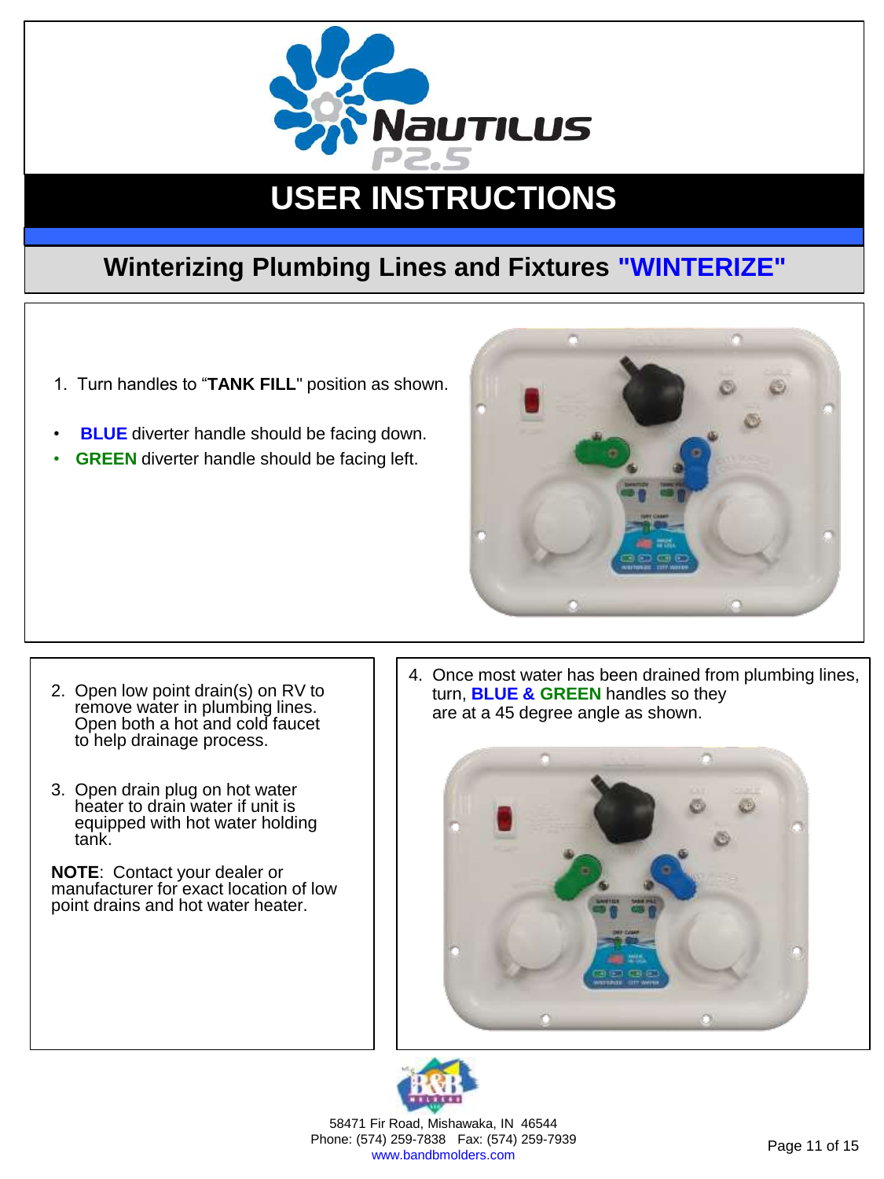# USER INSTRUCTIONS

## Winterizing Plumbing Lines and Fixtures "WINTERIZE"

1. Turn handles to "**TANK FILL**" position as shown.

- **BLUE** diverter handle should be facing down.
- **GREEN** diverter handle should be facing left.

2. Open low point drain(s) on RV to remove water in plumbing lines. Open both a hot and cold faucet to help drainage process.

3. Open drain plug on hot water heater to drain water if unit is equipped with hot water holding tank.

**NOTE**: Contact your dealer or manufacturer for exact location of low point drains and hot water heater.

4. Once most water has been drained from plumbing lines, turn, **BLUE & GREEN** handles so they are at a 45 degree angle as shown.

58471 Fir Road, Mishawaka, IN 46544
Phone: (574) 259-7838 Fax: (574) 259-7939
www.bandbmolders.com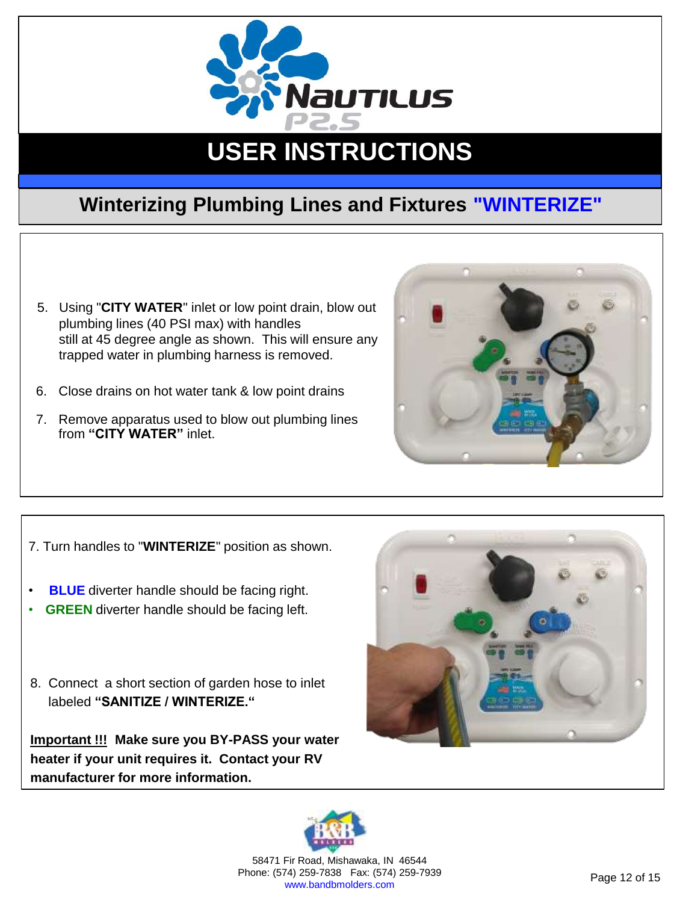# USER INSTRUCTIONS

## Winterizing Plumbing Lines and Fixtures "WINTERIZE"

5. Using "**CITY WATER**" inlet or low point drain, blow out plumbing lines (40 PSI max) with handles still at 45 degree angle as shown. This will ensure any trapped water in plumbing harness is removed.
6. Close drains on hot water tank & low point drains
7. Remove apparatus used to blow out plumbing lines from **"CITY WATER"** inlet.

7. Turn handles to "**WINTERIZE**" position as shown.

- **BLUE** diverter handle should be facing right.
- **GREEN** diverter handle should be facing left.

8. Connect a short section of garden hose to inlet labeled **"SANITIZE / WINTERIZE."**

**<u>Important !!!</u> Make sure you BY-PASS your water heater if your unit requires it. Contact your RV manufacturer for more information.**

58471 Fir Road, Mishawaka, IN 46544
Phone: (574) 259-7838 Fax: (574) 259-7939
www.bandbmolders.com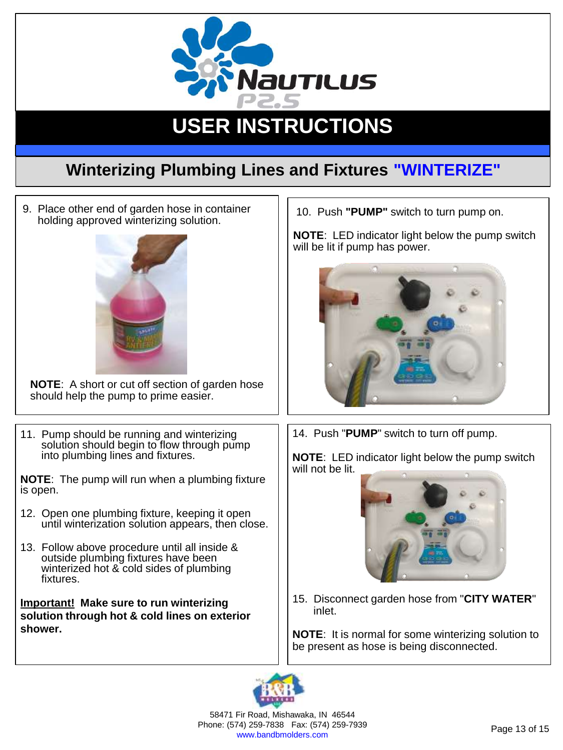# Nautilus P2.5

## USER INSTRUCTIONS

### Winterizing Plumbing Lines and Fixtures "WINTERIZE"

9. Place other end of garden hose in container holding approved winterizing solution.

**NOTE**: A short or cut off section of garden hose should help the pump to prime easier.

10. Push **"PUMP"** switch to turn pump on.

**NOTE**: LED indicator light below the pump switch will be lit if pump has power.

11. Pump should be running and winterizing solution should begin to flow through pump into plumbing lines and fixtures.

**NOTE**: The pump will run when a plumbing fixture is open.

12. Open one plumbing fixture, keeping it open until winterization solution appears, then close.

13. Follow above procedure until all inside & outside plumbing fixtures have been winterized hot & cold sides of plumbing fixtures.

**Important! Make sure to run winterizing solution through hot & cold lines on exterior shower.**

14. Push "**PUMP**" switch to turn off pump.

**NOTE**: LED indicator light below the pump switch will not be lit.

15. Disconnect garden hose from "**CITY WATER**" inlet.

**NOTE**: It is normal for some winterizing solution to be present as hose is being disconnected.

58471 Fir Road, Mishawaka, IN 46544
Phone: (574) 259-7838 Fax: (574) 259-7939
www.bandbmolders.com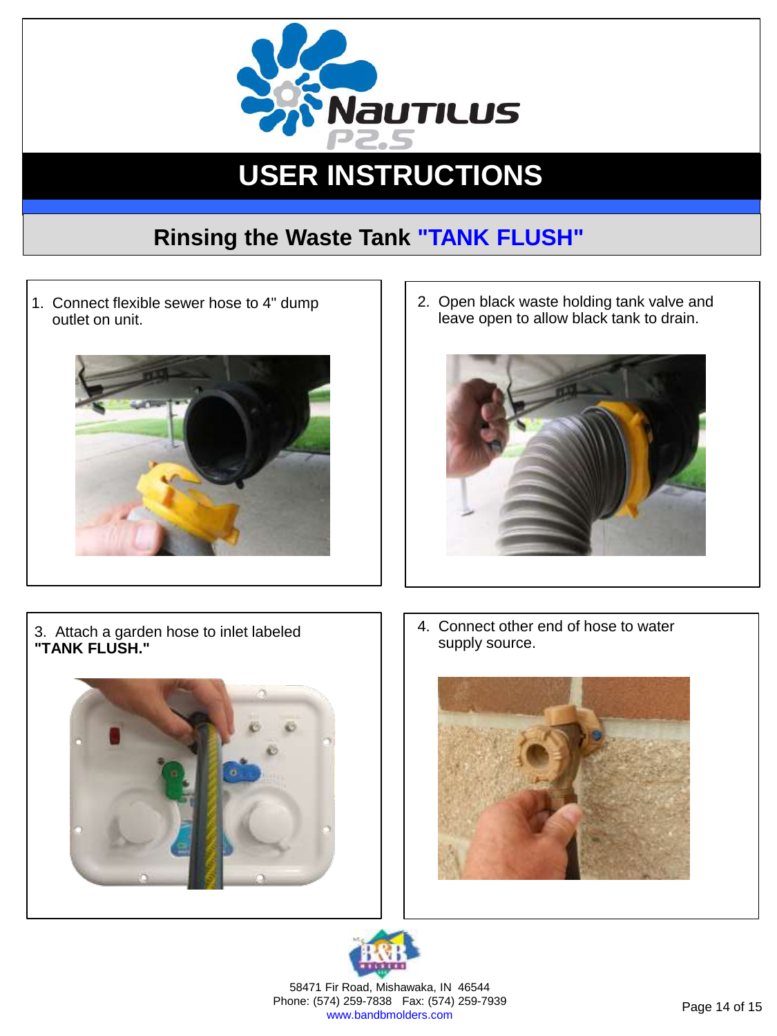# NAUTILUS P2.5

## USER INSTRUCTIONS

### Rinsing the Waste Tank "TANK FLUSH"

1. Connect flexible sewer hose to 4" dump outlet on unit.

2. Open black waste holding tank valve and leave open to allow black tank to drain.

3. Attach a garden hose to inlet labeled **"TANK FLUSH."**

4. Connect other end of hose to water supply source.

58471 Fir Road, Mishawaka, IN 46544
Phone: (574) 259-7838 Fax: (574) 259-7939
www.bandbmolders.com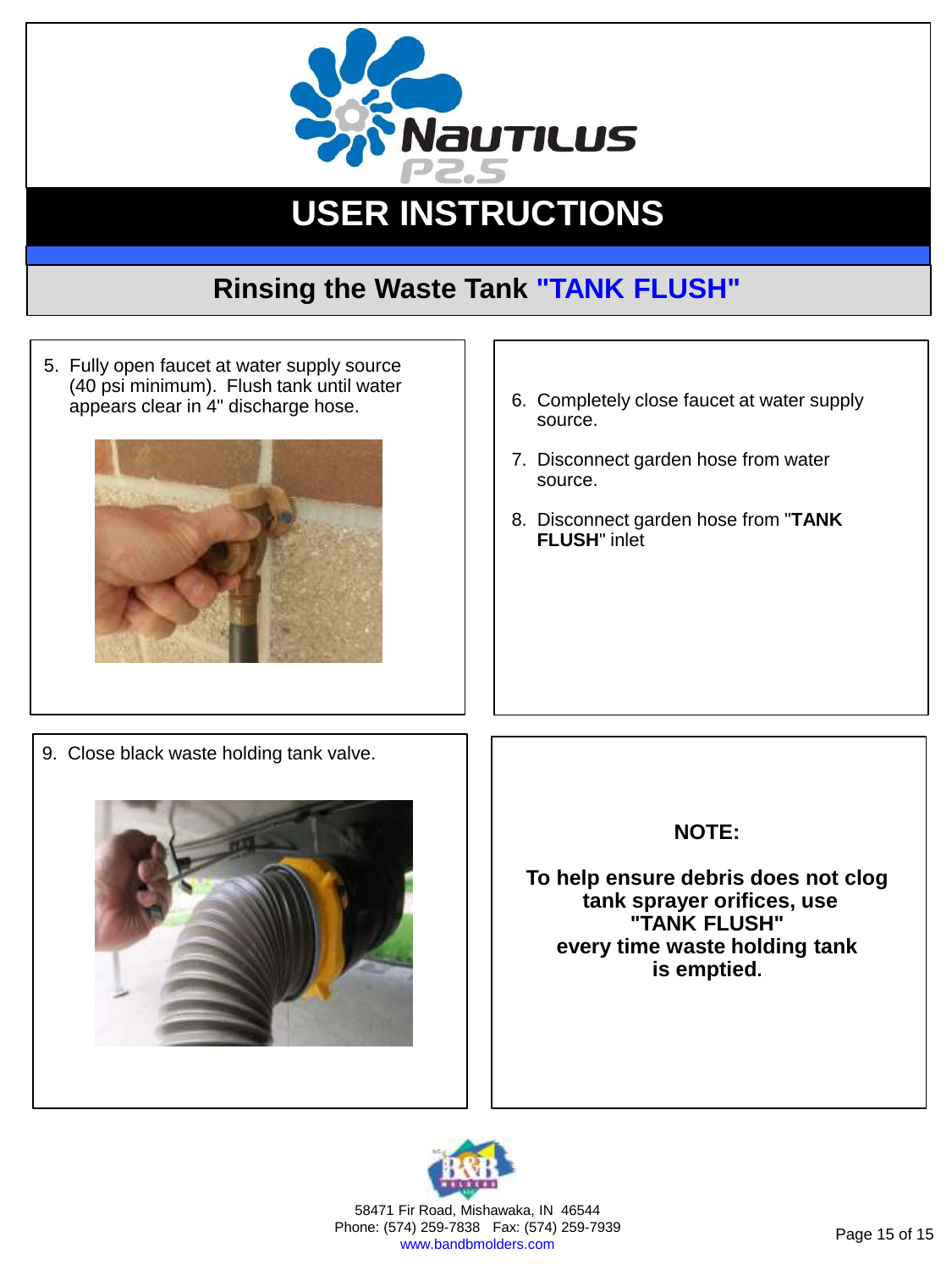# USER INSTRUCTIONS

## Rinsing the Waste Tank "TANK FLUSH"

5. Fully open faucet at water supply source (40 psi minimum). Flush tank until water appears clear in 4" discharge hose.

6. Completely close faucet at water supply source.
7. Disconnect garden hose from water source.
8. Disconnect garden hose from "**TANK FLUSH**" inlet

9. Close black waste holding tank valve.

**NOTE:**

**To help ensure debris does not clog tank sprayer orifices, use "TANK FLUSH" every time waste holding tank is emptied.**

58471 Fir Road, Mishawaka, IN 46544
Phone: (574) 259-7838 Fax: (574) 259-7939
www.bandbmolders.com